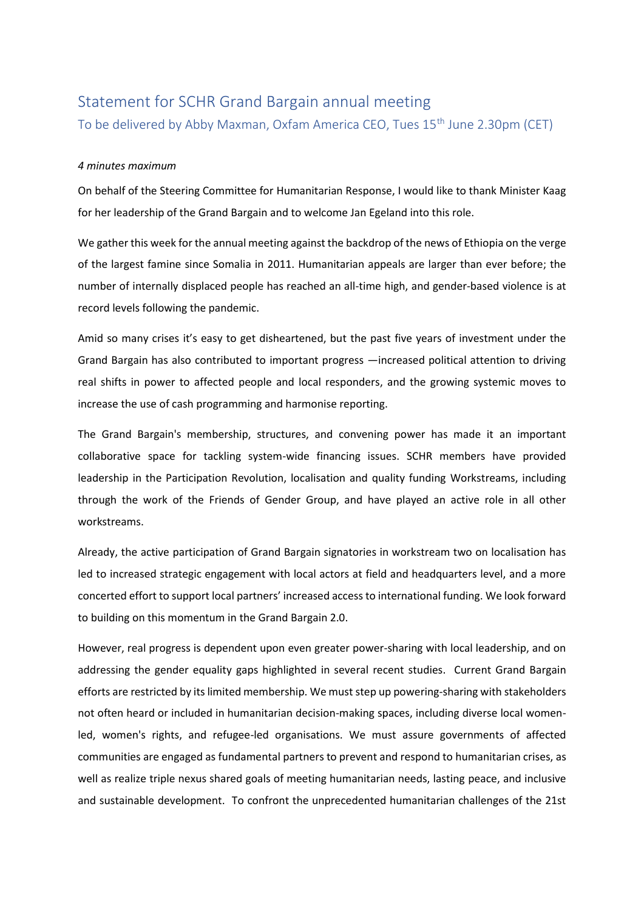# Statement for SCHR Grand Bargain annual meeting

## To be delivered by Abby Maxman, Oxfam America CEO, Tues 15th June 2.30pm (CET)

*4 minutes maximum*

On behalf of the Steering Committee for Humanitarian Response, I would like to thank Minister Kaag for her leadership of the Grand Bargain and to welcome Jan Egeland into this role.

We gather this week for the annual meeting against the backdrop of the news of Ethiopia on the verge of the largest famine since Somalia in 2011. Humanitarian appeals are larger than ever before; the number of internally displaced people has reached an all-time high, and gender-based violence is at record levels following the pandemic.

Amid so many crises it's easy to get disheartened, but the past five years of investment under the Grand Bargain has also contributed to important progress —increased political attention to driving real shifts in power to affected people and local responders, and the growing systemic moves to increase the use of cash programming and harmonise reporting.

The Grand Bargain's membership, structures, and convening power has made it an important collaborative space for tackling system-wide financing issues. SCHR members have provided leadership in the Participation Revolution, localisation and quality funding Workstreams, including through the work of the Friends of Gender Group, and have played an active role in all other workstreams.

Already, the active participation of Grand Bargain signatories in workstream two on localisation has led to increased strategic engagement with local actors at field and headquarters level, and a more concerted effort to support local partners' increased access to international funding. We look forward to building on this momentum in the Grand Bargain 2.0.

However, real progress is dependent upon even greater power-sharing with local leadership, and on addressing the gender equality gaps highlighted in several recent studies. Current Grand Bargain efforts are restricted by its limited membership. We must step up powering-sharing with stakeholders not often heard or included in humanitarian decision-making spaces, including diverse local women-led, women's rights, and refugee-led organisations. We must assure governments of affected communities are engaged as fundamental partners to prevent and respond to humanitarian crises, as well as realize triple nexus shared goals of meeting humanitarian needs, lasting peace, and inclusive and sustainable development. To confront the unprecedented humanitarian challenges of the 21st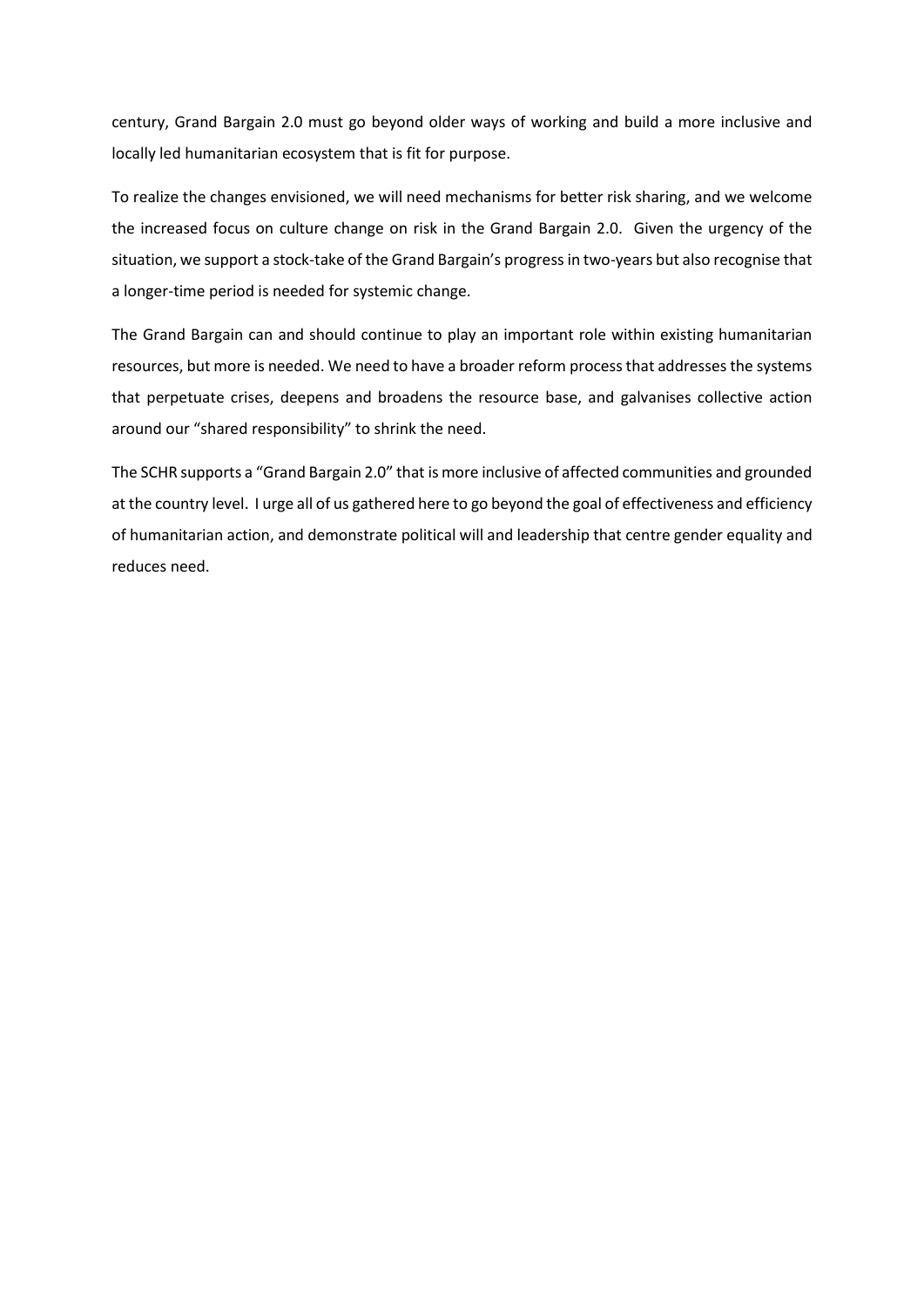century, Grand Bargain 2.0 must go beyond older ways of working and build a more inclusive and locally led humanitarian ecosystem that is fit for purpose.

To realize the changes envisioned, we will need mechanisms for better risk sharing, and we welcome the increased focus on culture change on risk in the Grand Bargain 2.0. Given the urgency of the situation, we support a stock-take of the Grand Bargain's progress in two-years but also recognise that a longer-time period is needed for systemic change.

The Grand Bargain can and should continue to play an important role within existing humanitarian resources, but more is needed. We need to have a broader reform process that addresses the systems that perpetuate crises, deepens and broadens the resource base, and galvanises collective action around our "shared responsibility" to shrink the need.

The SCHR supports a "Grand Bargain 2.0" that is more inclusive of affected communities and grounded at the country level. I urge all of us gathered here to go beyond the goal of effectiveness and efficiency of humanitarian action, and demonstrate political will and leadership that centre gender equality and reduces need.